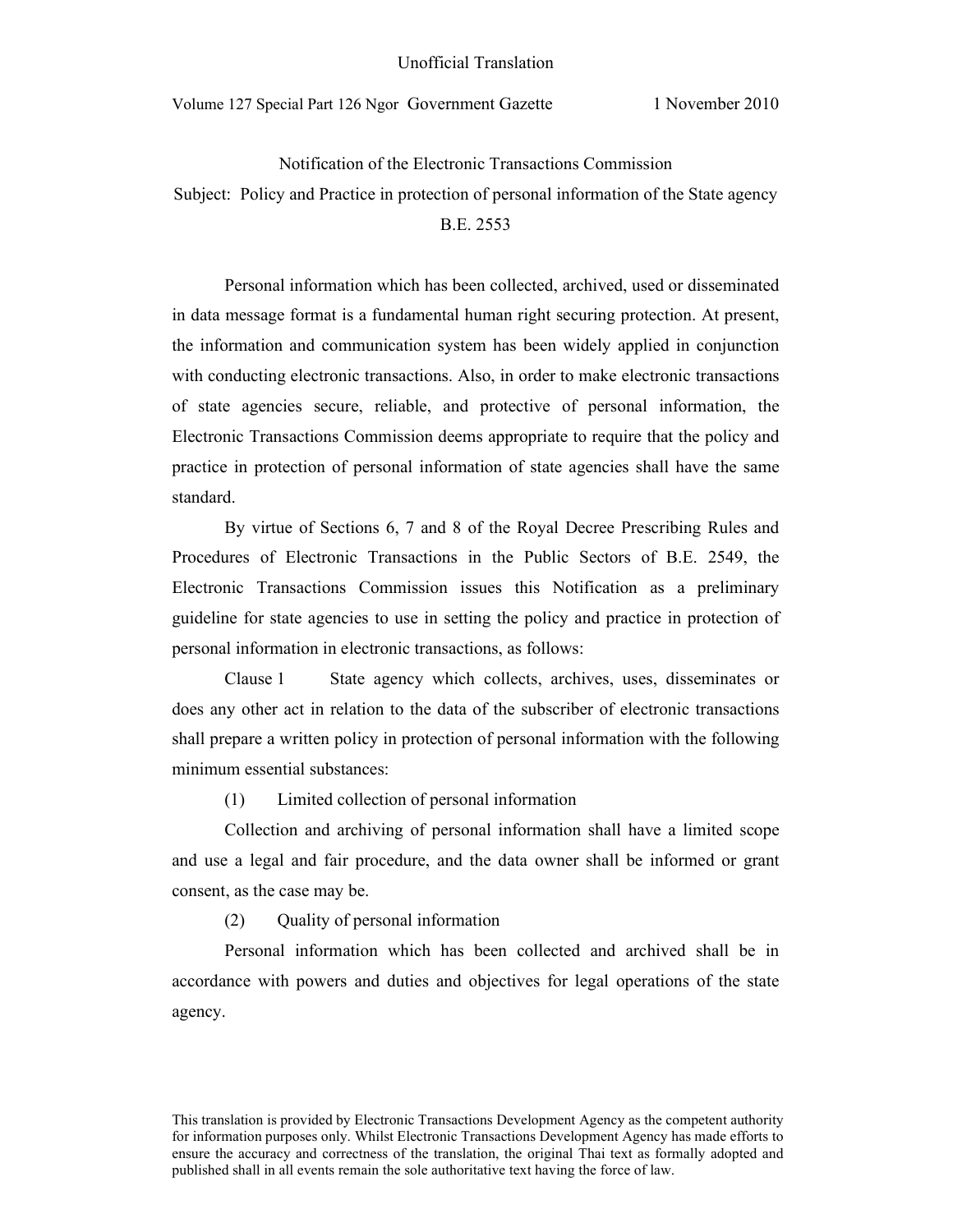Unofficial Translation

Volume 127 Special Part 126 Ngor Government Gazette 1 November 2010

# Notification of the Electronic Transactions Commission

## Subject: Policy and Practice in protection of personal information of the State agency B.E. 2553

Personal information which has been collected, archived, used or disseminated in data message format is a fundamental human right securing protection. At present, the information and communication system has been widely applied in conjunction with conducting electronic transactions. Also, in order to make electronic transactions of state agencies secure, reliable, and protective of personal information, the Electronic Transactions Commission deems appropriate to require that the policy and practice in protection of personal information of state agencies shall have the same standard.

By virtue of Sections 6, 7 and 8 of the Royal Decree Prescribing Rules and Procedures of Electronic Transactions in the Public Sectors of B.E. 2549, the Electronic Transactions Commission issues this Notification as a preliminary guideline for state agencies to use in setting the policy and practice in protection of personal information in electronic transactions, as follows:

Clause 1 State agency which collects, archives, uses, disseminates or does any other act in relation to the data of the subscriber of electronic transactions shall prepare a written policy in protection of personal information with the following minimum essential substances:

(1) Limited collection of personal information

Collection and archiving of personal information shall have a limited scope and use a legal and fair procedure, and the data owner shall be informed or grant consent, as the case may be.

(2) Quality of personal information

Personal information which has been collected and archived shall be in accordance with powers and duties and objectives for legal operations of the state agency.

This translation is provided by Electronic Transactions Development Agency as the competent authority for information purposes only. Whilst Electronic Transactions Development Agency has made efforts to ensure the accuracy and correctness of the translation, the original Thai text as formally adopted and published shall in all events remain the sole authoritative text having the force of law.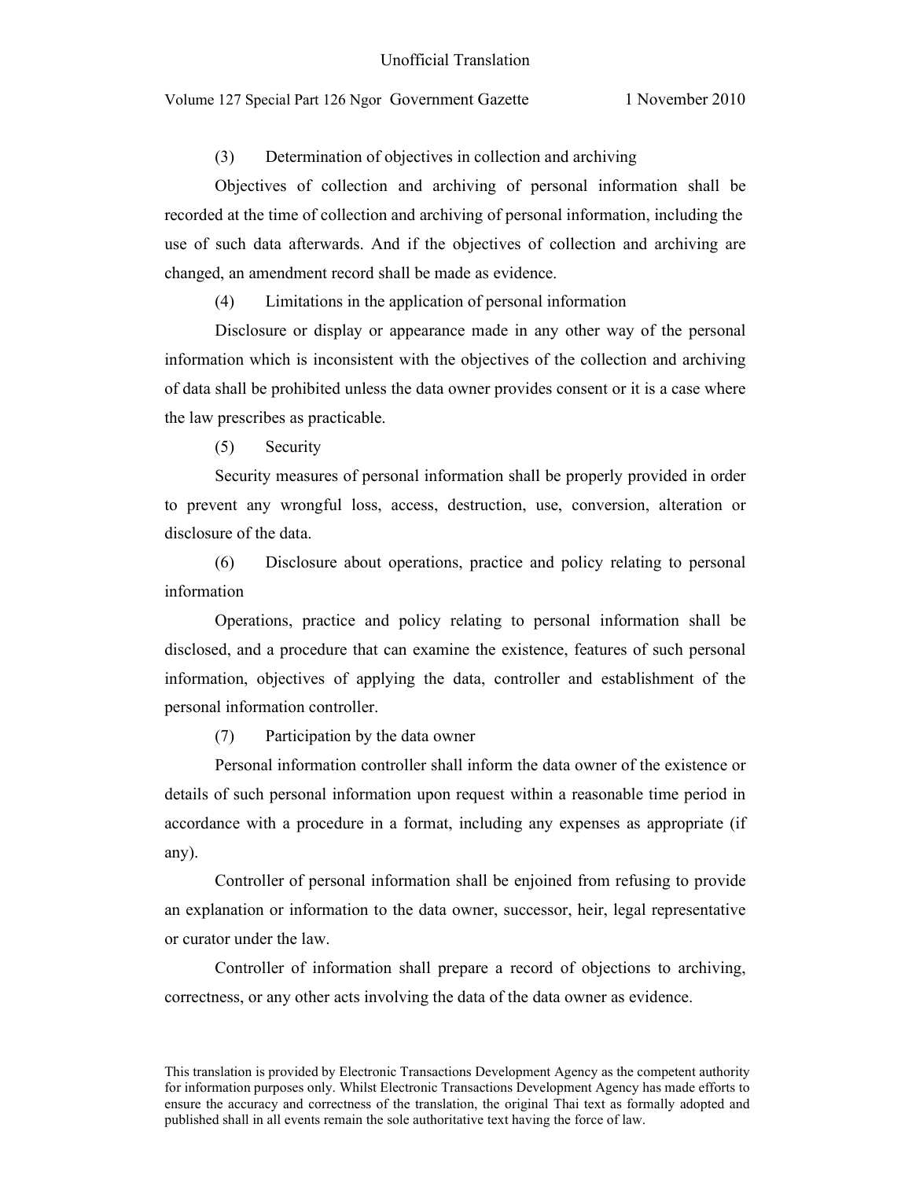(3) Determination of objectives in collection and archiving

Objectives of collection and archiving of personal information shall be recorded at the time of collection and archiving of personal information, including the use of such data afterwards. And if the objectives of collection and archiving are changed, an amendment record shall be made as evidence.

(4) Limitations in the application of personal information

Disclosure or display or appearance made in any other way of the personal information which is inconsistent with the objectives of the collection and archiving of data shall be prohibited unless the data owner provides consent or it is a case where the law prescribes as practicable.

(5) Security

Security measures of personal information shall be properly provided in order to prevent any wrongful loss, access, destruction, use, conversion, alteration or disclosure of the data.

(6) Disclosure about operations, practice and policy relating to personal information

Operations, practice and policy relating to personal information shall be disclosed, and a procedure that can examine the existence, features of such personal information, objectives of applying the data, controller and establishment of the personal information controller.

(7) Participation by the data owner

Personal information controller shall inform the data owner of the existence or details of such personal information upon request within a reasonable time period in accordance with a procedure in a format, including any expenses as appropriate (if any).

Controller of personal information shall be enjoined from refusing to provide an explanation or information to the data owner, successor, heir, legal representative or curator under the law.

Controller of information shall prepare a record of objections to archiving, correctness, or any other acts involving the data of the data owner as evidence.

This translation is provided by Electronic Transactions Development Agency as the competent authority for information purposes only. Whilst Electronic Transactions Development Agency has made efforts to ensure the accuracy and correctness of the translation, the original Thai text as formally adopted and published shall in all events remain the sole authoritative text having the force of law.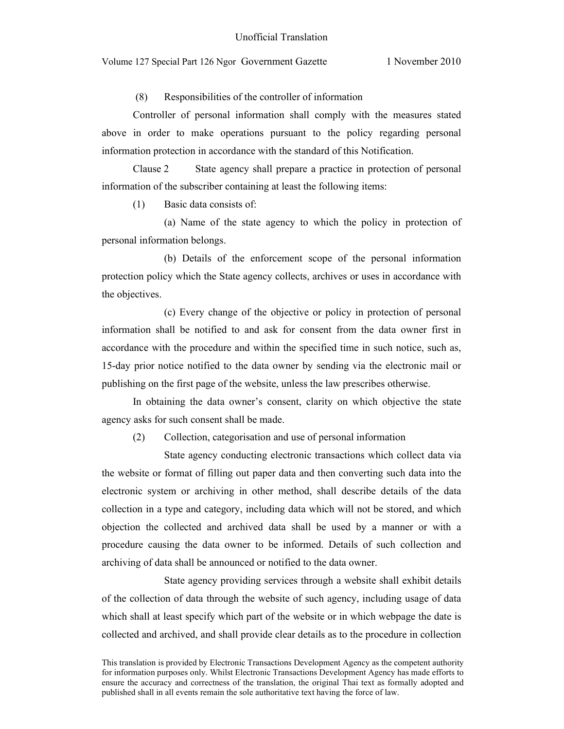(8) Responsibilities of the controller of information

Controller of personal information shall comply with the measures stated above in order to make operations pursuant to the policy regarding personal information protection in accordance with the standard of this Notification.

Clause 2 State agency shall prepare a practice in protection of personal information of the subscriber containing at least the following items:

(1) Basic data consists of:

(a) Name of the state agency to which the policy in protection of personal information belongs.

(b) Details of the enforcement scope of the personal information protection policy which the State agency collects, archives or uses in accordance with the objectives.

(c) Every change of the objective or policy in protection of personal information shall be notified to and ask for consent from the data owner first in accordance with the procedure and within the specified time in such notice, such as, 15-day prior notice notified to the data owner by sending via the electronic mail or publishing on the first page of the website, unless the law prescribes otherwise.

In obtaining the data owner's consent, clarity on which objective the state agency asks for such consent shall be made.

(2) Collection, categorisation and use of personal information

State agency conducting electronic transactions which collect data via the website or format of filling out paper data and then converting such data into the electronic system or archiving in other method, shall describe details of the data collection in a type and category, including data which will not be stored, and which objection the collected and archived data shall be used by a manner or with a procedure causing the data owner to be informed. Details of such collection and archiving of data shall be announced or notified to the data owner.

State agency providing services through a website shall exhibit details of the collection of data through the website of such agency, including usage of data which shall at least specify which part of the website or in which webpage the date is collected and archived, and shall provide clear details as to the procedure in collection

This translation is provided by Electronic Transactions Development Agency as the competent authority for information purposes only. Whilst Electronic Transactions Development Agency has made efforts to ensure the accuracy and correctness of the translation, the original Thai text as formally adopted and published shall in all events remain the sole authoritative text having the force of law.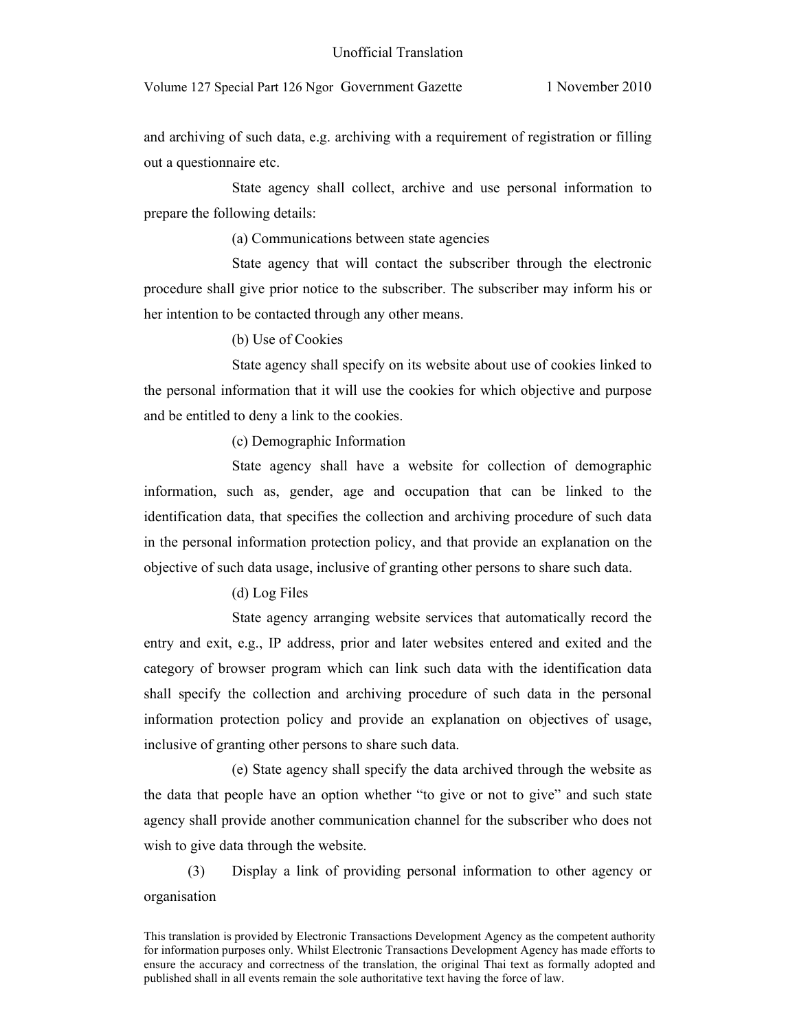and archiving of such data, e.g. archiving with a requirement of registration or filling out a questionnaire etc.

State agency shall collect, archive and use personal information to prepare the following details:

(a) Communications between state agencies

State agency that will contact the subscriber through the electronic procedure shall give prior notice to the subscriber. The subscriber may inform his or her intention to be contacted through any other means.

(b) Use of Cookies

State agency shall specify on its website about use of cookies linked to the personal information that it will use the cookies for which objective and purpose and be entitled to deny a link to the cookies.

(c) Demographic Information

State agency shall have a website for collection of demographic information, such as, gender, age and occupation that can be linked to the identification data, that specifies the collection and archiving procedure of such data in the personal information protection policy, and that provide an explanation on the objective of such data usage, inclusive of granting other persons to share such data.

(d) Log Files

State agency arranging website services that automatically record the entry and exit, e.g., IP address, prior and later websites entered and exited and the category of browser program which can link such data with the identification data shall specify the collection and archiving procedure of such data in the personal information protection policy and provide an explanation on objectives of usage, inclusive of granting other persons to share such data.

(e) State agency shall specify the data archived through the website as the data that people have an option whether "to give or not to give" and such state agency shall provide another communication channel for the subscriber who does not wish to give data through the website.

(3) Display a link of providing personal information to other agency or organisation

This translation is provided by Electronic Transactions Development Agency as the competent authority for information purposes only. Whilst Electronic Transactions Development Agency has made efforts to ensure the accuracy and correctness of the translation, the original Thai text as formally adopted and published shall in all events remain the sole authoritative text having the force of law.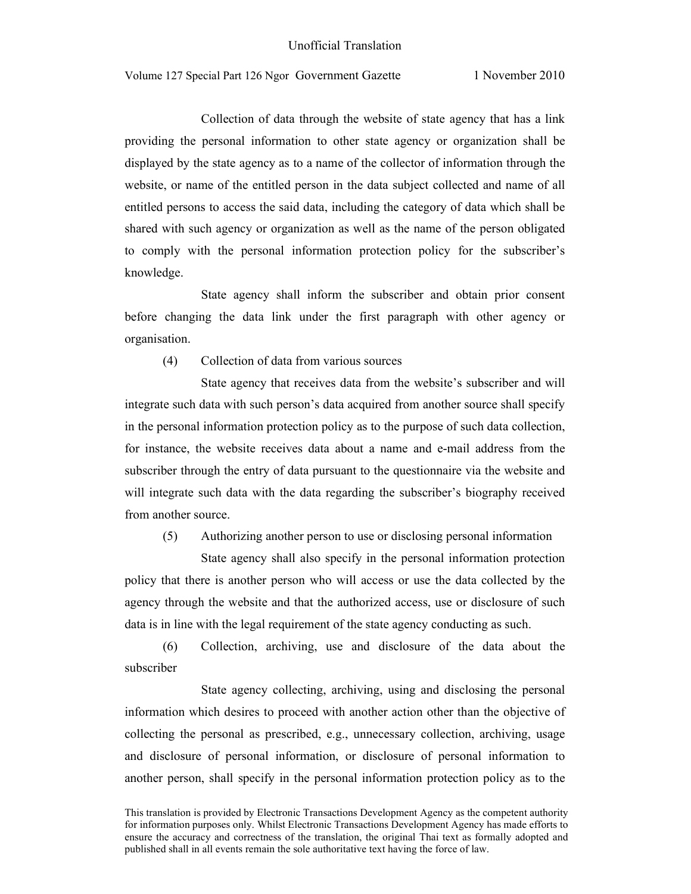Collection of data through the website of state agency that has a link providing the personal information to other state agency or organization shall be displayed by the state agency as to a name of the collector of information through the website, or name of the entitled person in the data subject collected and name of all entitled persons to access the said data, including the category of data which shall be shared with such agency or organization as well as the name of the person obligated to comply with the personal information protection policy for the subscriber's knowledge.

State agency shall inform the subscriber and obtain prior consent before changing the data link under the first paragraph with other agency or organisation.

(4) Collection of data from various sources

State agency that receives data from the website's subscriber and will integrate such data with such person's data acquired from another source shall specify in the personal information protection policy as to the purpose of such data collection, for instance, the website receives data about a name and e-mail address from the subscriber through the entry of data pursuant to the questionnaire via the website and will integrate such data with the data regarding the subscriber's biography received from another source.

(5) Authorizing another person to use or disclosing personal information

State agency shall also specify in the personal information protection policy that there is another person who will access or use the data collected by the agency through the website and that the authorized access, use or disclosure of such data is in line with the legal requirement of the state agency conducting as such.

(6) Collection, archiving, use and disclosure of the data about the subscriber

State agency collecting, archiving, using and disclosing the personal information which desires to proceed with another action other than the objective of collecting the personal as prescribed, e.g., unnecessary collection, archiving, usage and disclosure of personal information, or disclosure of personal information to another person, shall specify in the personal information protection policy as to the

This translation is provided by Electronic Transactions Development Agency as the competent authority for information purposes only. Whilst Electronic Transactions Development Agency has made efforts to ensure the accuracy and correctness of the translation, the original Thai text as formally adopted and published shall in all events remain the sole authoritative text having the force of law.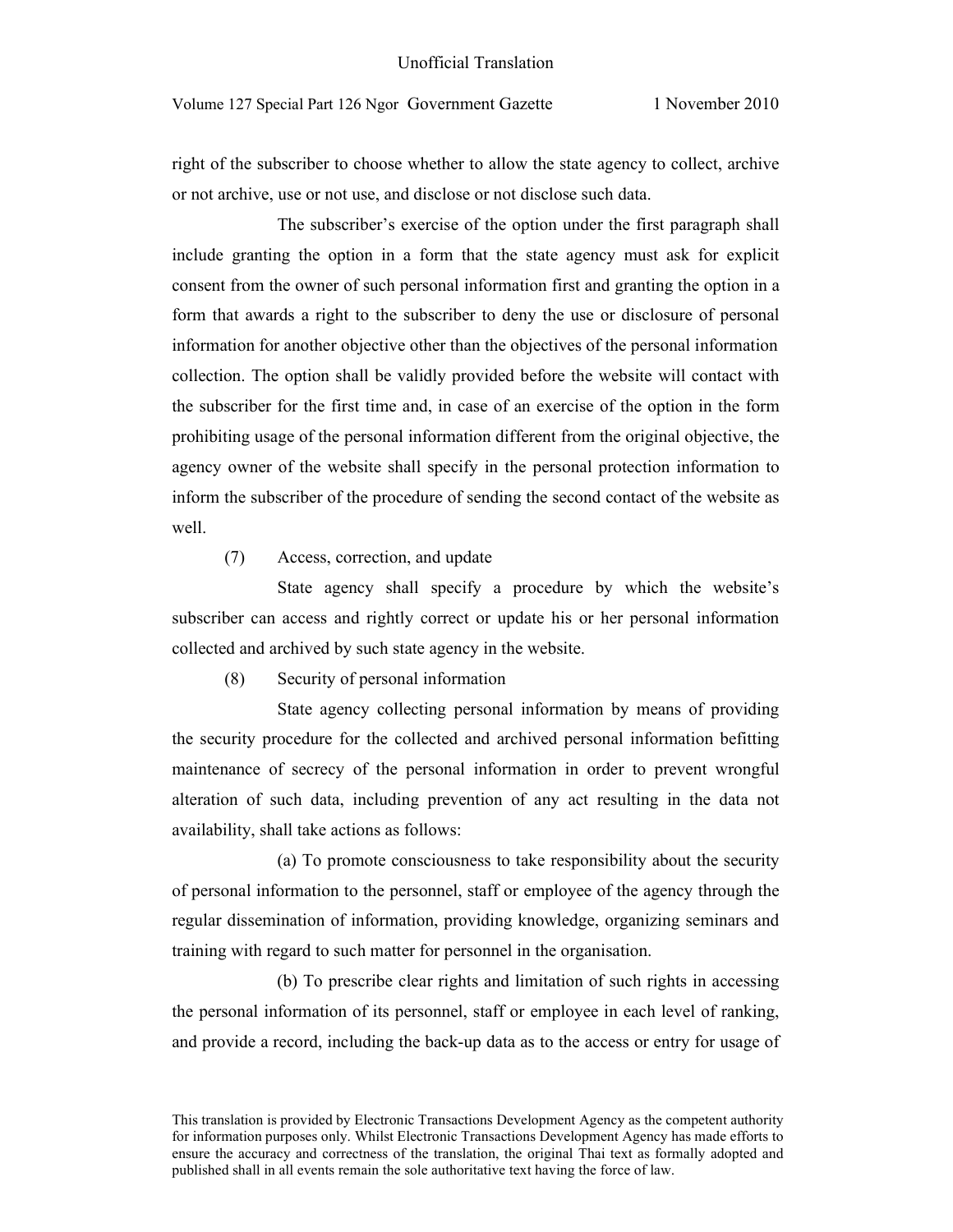right of the subscriber to choose whether to allow the state agency to collect, archive or not archive, use or not use, and disclose or not disclose such data.

The subscriber's exercise of the option under the first paragraph shall include granting the option in a form that the state agency must ask for explicit consent from the owner of such personal information first and granting the option in a form that awards a right to the subscriber to deny the use or disclosure of personal information for another objective other than the objectives of the personal information collection. The option shall be validly provided before the website will contact with the subscriber for the first time and, in case of an exercise of the option in the form prohibiting usage of the personal information different from the original objective, the agency owner of the website shall specify in the personal protection information to inform the subscriber of the procedure of sending the second contact of the website as well.

(7) Access, correction, and update

State agency shall specify a procedure by which the website's subscriber can access and rightly correct or update his or her personal information collected and archived by such state agency in the website.

(8) Security of personal information

State agency collecting personal information by means of providing the security procedure for the collected and archived personal information befitting maintenance of secrecy of the personal information in order to prevent wrongful alteration of such data, including prevention of any act resulting in the data not availability, shall take actions as follows:

(a) To promote consciousness to take responsibility about the security of personal information to the personnel, staff or employee of the agency through the regular dissemination of information, providing knowledge, organizing seminars and training with regard to such matter for personnel in the organisation.

(b) To prescribe clear rights and limitation of such rights in accessing the personal information of its personnel, staff or employee in each level of ranking, and provide a record, including the back-up data as to the access or entry for usage of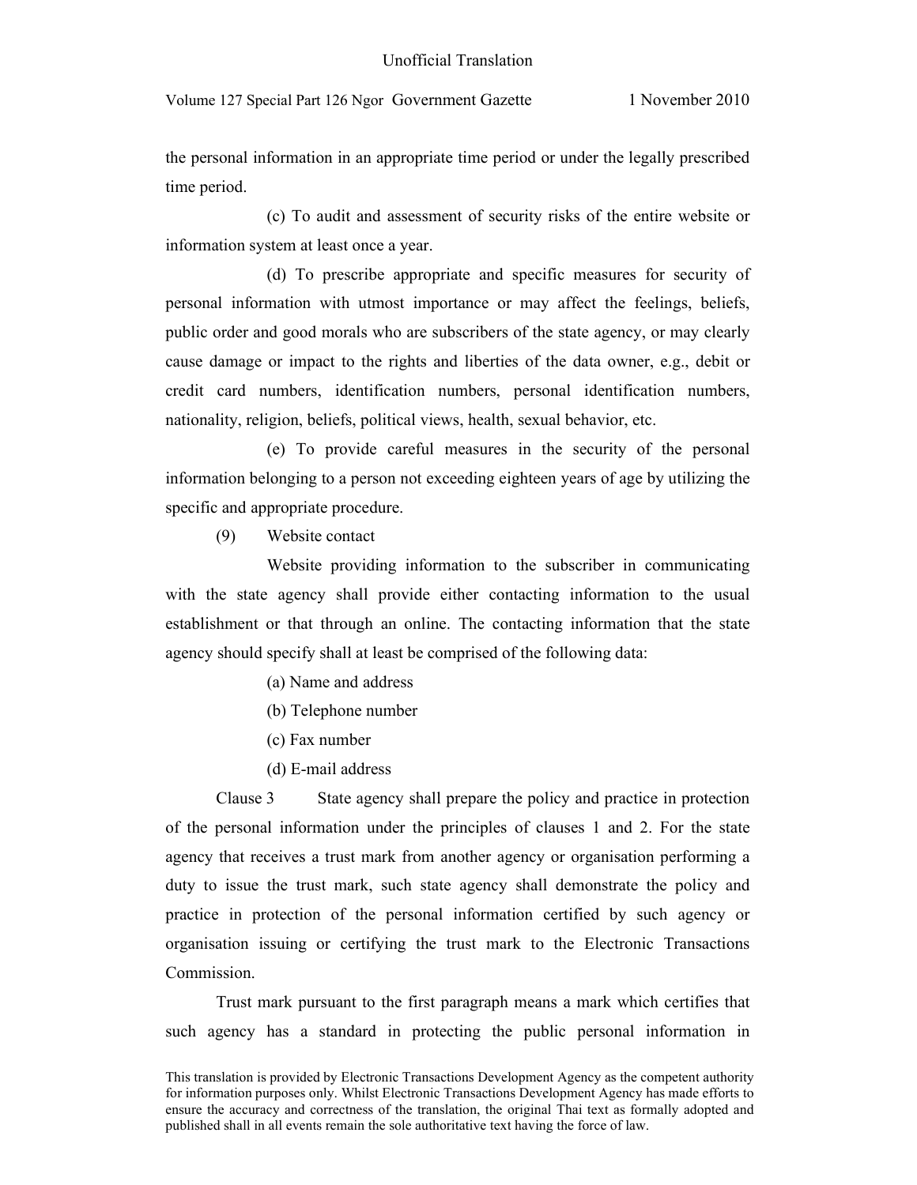the personal information in an appropriate time period or under the legally prescribed time period.

(c) To audit and assessment of security risks of the entire website or information system at least once a year.

(d) To prescribe appropriate and specific measures for security of personal information with utmost importance or may affect the feelings, beliefs, public order and good morals who are subscribers of the state agency, or may clearly cause damage or impact to the rights and liberties of the data owner, e.g., debit or credit card numbers, identification numbers, personal identification numbers, nationality, religion, beliefs, political views, health, sexual behavior, etc.

(e) To provide careful measures in the security of the personal information belonging to a person not exceeding eighteen years of age by utilizing the specific and appropriate procedure.

(9) Website contact

Website providing information to the subscriber in communicating with the state agency shall provide either contacting information to the usual establishment or that through an online. The contacting information that the state agency should specify shall at least be comprised of the following data:

(a) Name and address

(b) Telephone number

(c) Fax number

(d) E-mail address

Clause 3 State agency shall prepare the policy and practice in protection of the personal information under the principles of clauses 1 and 2. For the state agency that receives a trust mark from another agency or organisation performing a duty to issue the trust mark, such state agency shall demonstrate the policy and practice in protection of the personal information certified by such agency or organisation issuing or certifying the trust mark to the Electronic Transactions Commission.

Trust mark pursuant to the first paragraph means a mark which certifies that such agency has a standard in protecting the public personal information in

This translation is provided by Electronic Transactions Development Agency as the competent authority for information purposes only. Whilst Electronic Transactions Development Agency has made efforts to ensure the accuracy and correctness of the translation, the original Thai text as formally adopted and published shall in all events remain the sole authoritative text having the force of law.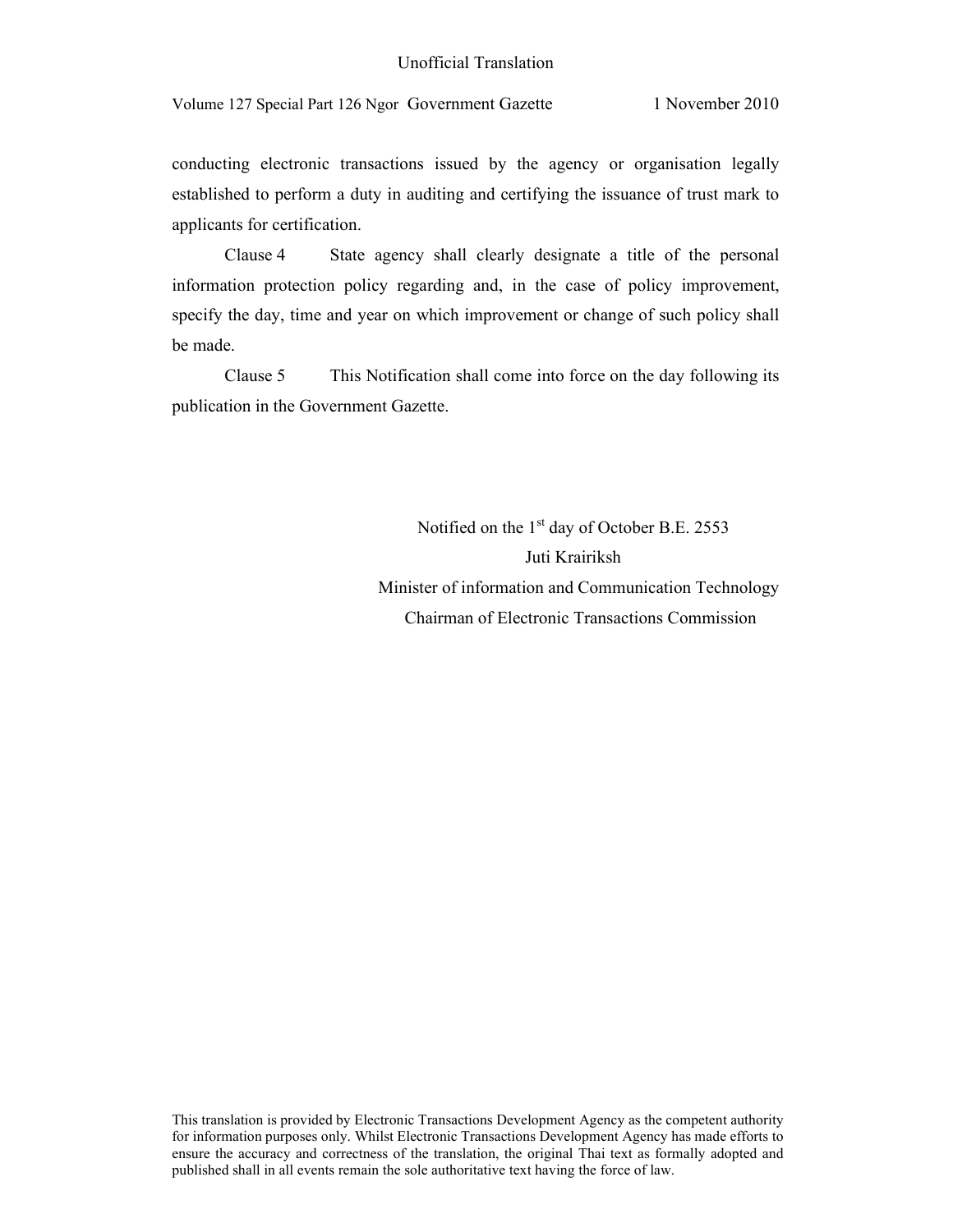conducting electronic transactions issued by the agency or organisation legally established to perform a duty in auditing and certifying the issuance of trust mark to applicants for certification.

Clause 4 State agency shall clearly designate a title of the personal information protection policy regarding and, in the case of policy improvement, specify the day, time and year on which improvement or change of such policy shall be made.

Clause 5 This Notification shall come into force on the day following its publication in the Government Gazette.

Notified on the 1st day of October B.E. 2553

Juti Krairiksh

Minister of information and Communication Technology

Chairman of Electronic Transactions Commission

This translation is provided by Electronic Transactions Development Agency as the competent authority for information purposes only. Whilst Electronic Transactions Development Agency has made efforts to ensure the accuracy and correctness of the translation, the original Thai text as formally adopted and published shall in all events remain the sole authoritative text having the force of law.